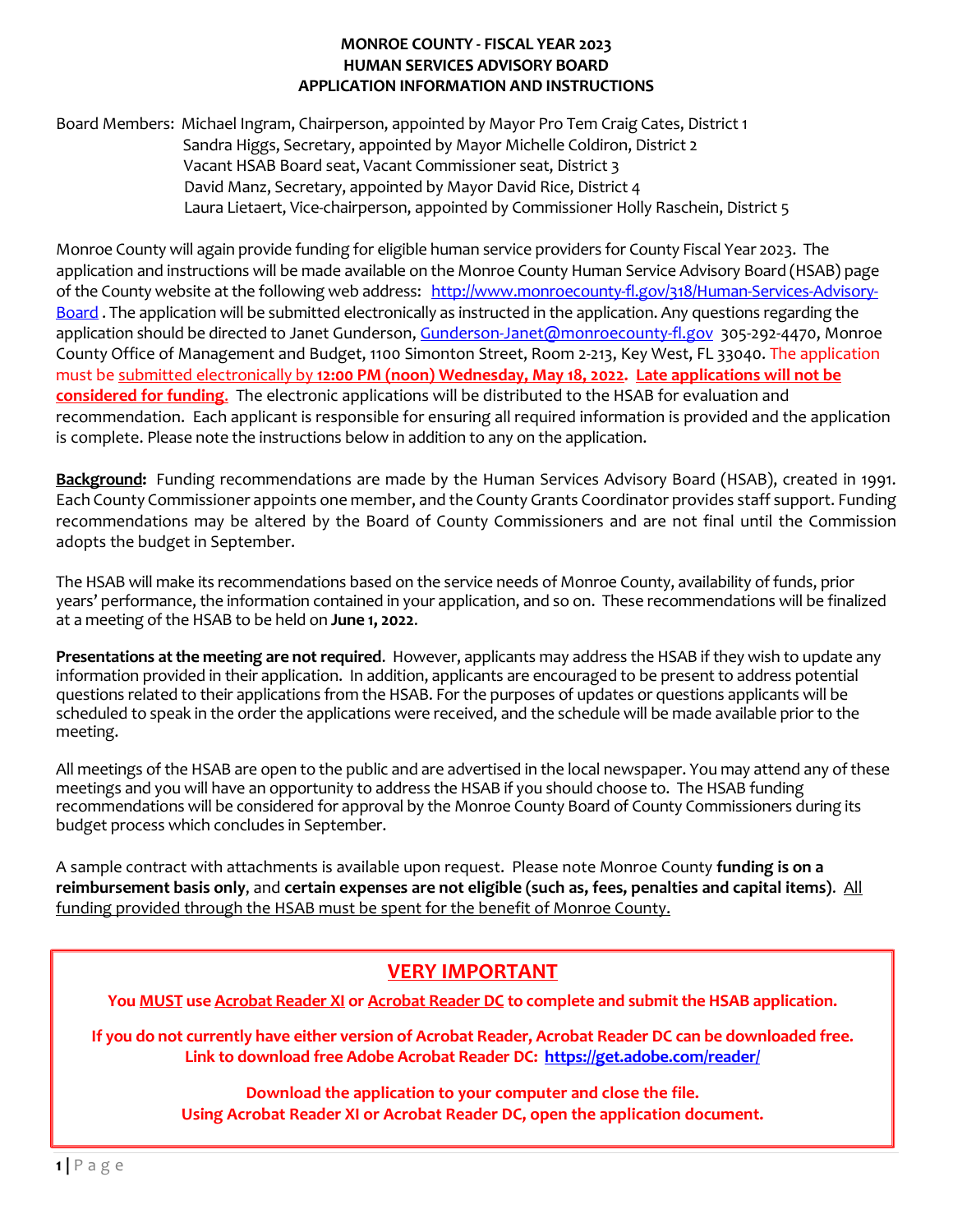# MONROE COUNTY - FISCAL YEAR 2023
# HUMAN SERVICES ADVISORY BOARD
# APPLICATION INFORMATION AND INSTRUCTIONS

Board Members: Michael Ingram, Chairperson, appointed by Mayor Pro Tem Craig Cates, District 1
Sandra Higgs, Secretary, appointed by Mayor Michelle Coldiron, District 2
Vacant HSAB Board seat, Vacant Commissioner seat, District 3
David Manz, Secretary, appointed by Mayor David Rice, District 4
Laura Lietaert, Vice-chairperson, appointed by Commissioner Holly Raschein, District 5

Monroe County will again provide funding for eligible human service providers for County Fiscal Year 2023. The application and instructions will be made available on the Monroe County Human Service Advisory Board (HSAB) page of the County website at the following web address: [http://www.monroecounty-fl.gov/318/Human-Services-Advisory-Board](http://www.monroecounty-fl.gov/318/Human-Services-Advisory-Board) . The application will be submitted electronically as instructed in the application. Any questions regarding the application should be directed to Janet Gunderson, [Gunderson-Janet@monroecounty-fl.gov](mailto:Gunderson-Janet@monroecounty-fl.gov) 305-292-4470, Monroe County Office of Management and Budget, 1100 Simonton Street, Room 2-213, Key West, FL 33040. The application must be <u>submitted electronically by **12:00 PM (noon) Wednesday, May 18, 2022**</u>. **<u>Late applications will not be considered for funding</u>**. The electronic applications will be distributed to the HSAB for evaluation and recommendation. Each applicant is responsible for ensuring all required information is provided and the application is complete. Please note the instructions below in addition to any on the application.

**<u>Background</u>:** Funding recommendations are made by the Human Services Advisory Board (HSAB), created in 1991. Each County Commissioner appoints one member, and the County Grants Coordinator provides staff support. Funding recommendations may be altered by the Board of County Commissioners and are not final until the Commission adopts the budget in September.

The HSAB will make its recommendations based on the service needs of Monroe County, availability of funds, prior years' performance, the information contained in your application, and so on. These recommendations will be finalized at a meeting of the HSAB to be held on **June 1, 2022**.

**Presentations at the meeting are not required**. However, applicants may address the HSAB if they wish to update any information provided in their application. In addition, applicants are encouraged to be present to address potential questions related to their applications from the HSAB. For the purposes of updates or questions applicants will be scheduled to speak in the order the applications were received, and the schedule will be made available prior to the meeting.

All meetings of the HSAB are open to the public and are advertised in the local newspaper. You may attend any of these meetings and you will have an opportunity to address the HSAB if you should choose to. The HSAB funding recommendations will be considered for approval by the Monroe County Board of County Commissioners during its budget process which concludes in September.

A sample contract with attachments is available upon request. Please note Monroe County **funding is on a reimbursement basis only**, and **certain expenses are not eligible (such as, fees, penalties and capital items)**. <u>All funding provided through the HSAB must be spent for the benefit of Monroe County.</u>

## <u>VERY IMPORTANT</u>

**You <u>MUST</u> use <u>Acrobat Reader XI</u> or <u>Acrobat Reader DC</u> to complete and submit the HSAB application.**

**If you do not currently have either version of Acrobat Reader, Acrobat Reader DC can be downloaded free.**
**Link to download free Adobe Acrobat Reader DC: [https://get.adobe.com/reader/](https://get.adobe.com/reader/)**

**Download the application to your computer and close the file.**
**Using Acrobat Reader XI or Acrobat Reader DC, open the application document.**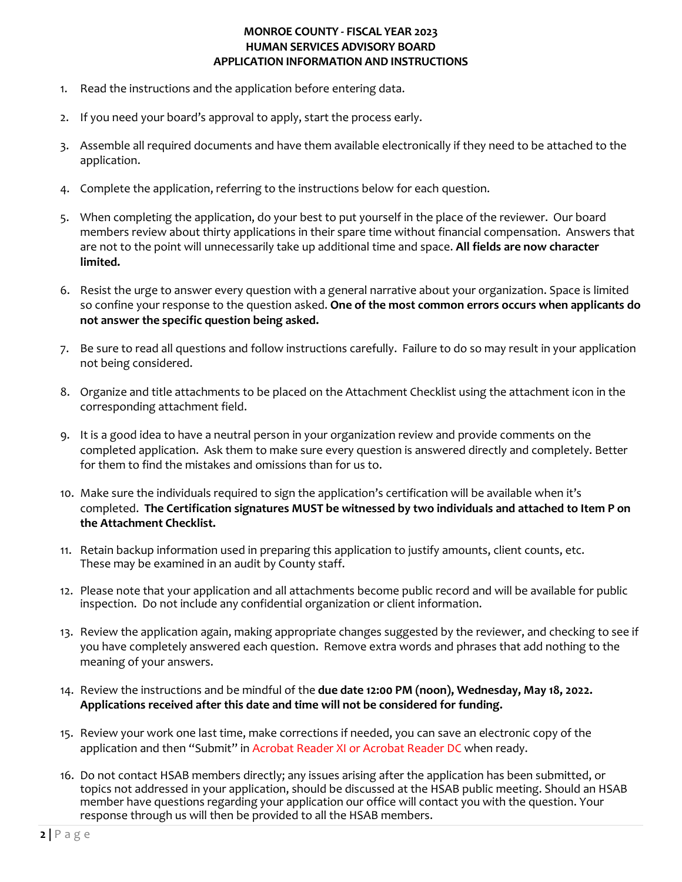# MONROE COUNTY - FISCAL YEAR 2023
# HUMAN SERVICES ADVISORY BOARD
# APPLICATION INFORMATION AND INSTRUCTIONS

1. Read the instructions and the application before entering data.

2. If you need your board's approval to apply, start the process early.

3. Assemble all required documents and have them available electronically if they need to be attached to the application.

4. Complete the application, referring to the instructions below for each question.

5. When completing the application, do your best to put yourself in the place of the reviewer. Our board members review about thirty applications in their spare time without financial compensation. Answers that are not to the point will unnecessarily take up additional time and space. **All fields are now character limited.**

6. Resist the urge to answer every question with a general narrative about your organization. Space is limited so confine your response to the question asked. **One of the most common errors occurs when applicants do not answer the specific question being asked.**

7. Be sure to read all questions and follow instructions carefully. Failure to do so may result in your application not being considered.

8. Organize and title attachments to be placed on the Attachment Checklist using the attachment icon in the corresponding attachment field.

9. It is a good idea to have a neutral person in your organization review and provide comments on the completed application. Ask them to make sure every question is answered directly and completely. Better for them to find the mistakes and omissions than for us to.

10. Make sure the individuals required to sign the application's certification will be available when it's completed. **The Certification signatures MUST be witnessed by two individuals and attached to Item P on the Attachment Checklist.**

11. Retain backup information used in preparing this application to justify amounts, client counts, etc. These may be examined in an audit by County staff.

12. Please note that your application and all attachments become public record and will be available for public inspection. Do not include any confidential organization or client information.

13. Review the application again, making appropriate changes suggested by the reviewer, and checking to see if you have completely answered each question. Remove extra words and phrases that add nothing to the meaning of your answers.

14. Review the instructions and be mindful of the **due date 12:00 PM (noon), Wednesday, May 18, 2022. Applications received after this date and time will not be considered for funding.**

15. Review your work one last time, make corrections if needed, you can save an electronic copy of the application and then "Submit" in Acrobat Reader XI or Acrobat Reader DC when ready.

16. Do not contact HSAB members directly; any issues arising after the application has been submitted, or topics not addressed in your application, should be discussed at the HSAB public meeting. Should an HSAB member have questions regarding your application our office will contact you with the question. Your response through us will then be provided to all the HSAB members.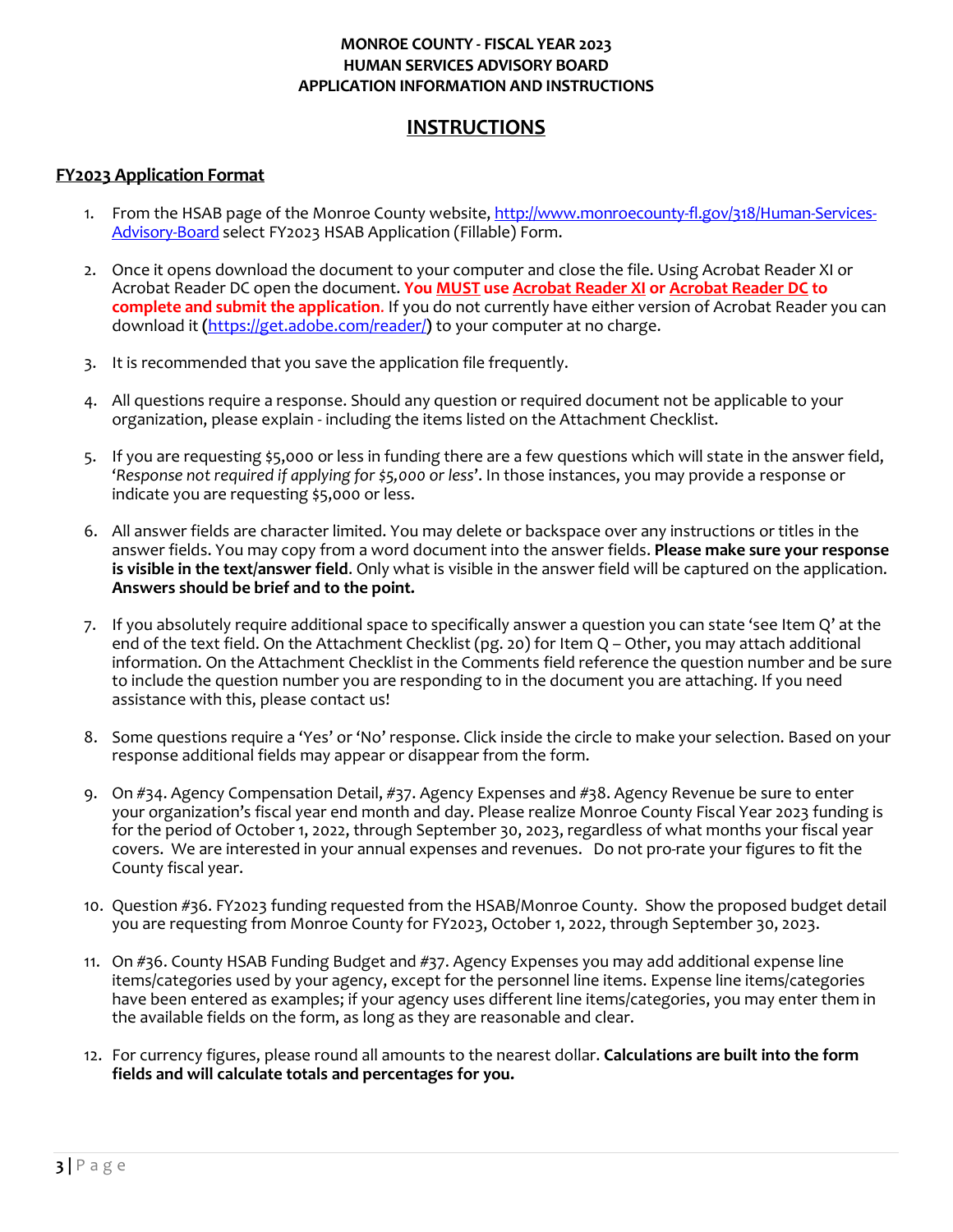**MONROE COUNTY - FISCAL YEAR 2023**
**HUMAN SERVICES ADVISORY BOARD**
**APPLICATION INFORMATION AND INSTRUCTIONS**

# INSTRUCTIONS

## FY2023 Application Format

1. From the HSAB page of the Monroe County website, http://www.monroecounty-fl.gov/318/Human-Services-Advisory-Board select FY2023 HSAB Application (Fillable) Form.

2. Once it opens download the document to your computer and close the file. Using Acrobat Reader XI or Acrobat Reader DC open the document. **You MUST use Acrobat Reader XI or Acrobat Reader DC to complete and submit the application.** If you do not currently have either version of Acrobat Reader you can download it (https://get.adobe.com/reader/) to your computer at no charge.

3. It is recommended that you save the application file frequently.

4. All questions require a response. Should any question or required document not be applicable to your organization, please explain - including the items listed on the Attachment Checklist.

5. If you are requesting $5,000 or less in funding there are a few questions which will state in the answer field, '*Response not required if applying for $5,000 or less*'. In those instances, you may provide a response or indicate you are requesting $5,000 or less.

6. All answer fields are character limited. You may delete or backspace over any instructions or titles in the answer fields. You may copy from a word document into the answer fields. **Please make sure your response is visible in the text/answer field**. Only what is visible in the answer field will be captured on the application. **Answers should be brief and to the point.**

7. If you absolutely require additional space to specifically answer a question you can state 'see Item Q' at the end of the text field. On the Attachment Checklist (pg. 20) for Item Q – Other, you may attach additional information. On the Attachment Checklist in the Comments field reference the question number and be sure to include the question number you are responding to in the document you are attaching. If you need assistance with this, please contact us!

8. Some questions require a 'Yes' or 'No' response. Click inside the circle to make your selection. Based on your response additional fields may appear or disappear from the form.

9. On #34. Agency Compensation Detail, #37. Agency Expenses and #38. Agency Revenue be sure to enter your organization's fiscal year end month and day. Please realize Monroe County Fiscal Year 2023 funding is for the period of October 1, 2022, through September 30, 2023, regardless of what months your fiscal year covers. We are interested in your annual expenses and revenues. Do not pro-rate your figures to fit the County fiscal year.

10. Question #36. FY2023 funding requested from the HSAB/Monroe County. Show the proposed budget detail you are requesting from Monroe County for FY2023, October 1, 2022, through September 30, 2023.

11. On #36. County HSAB Funding Budget and #37. Agency Expenses you may add additional expense line items/categories used by your agency, except for the personnel line items. Expense line items/categories have been entered as examples; if your agency uses different line items/categories, you may enter them in the available fields on the form, as long as they are reasonable and clear.

12. For currency figures, please round all amounts to the nearest dollar. **Calculations are built into the form fields and will calculate totals and percentages for you.**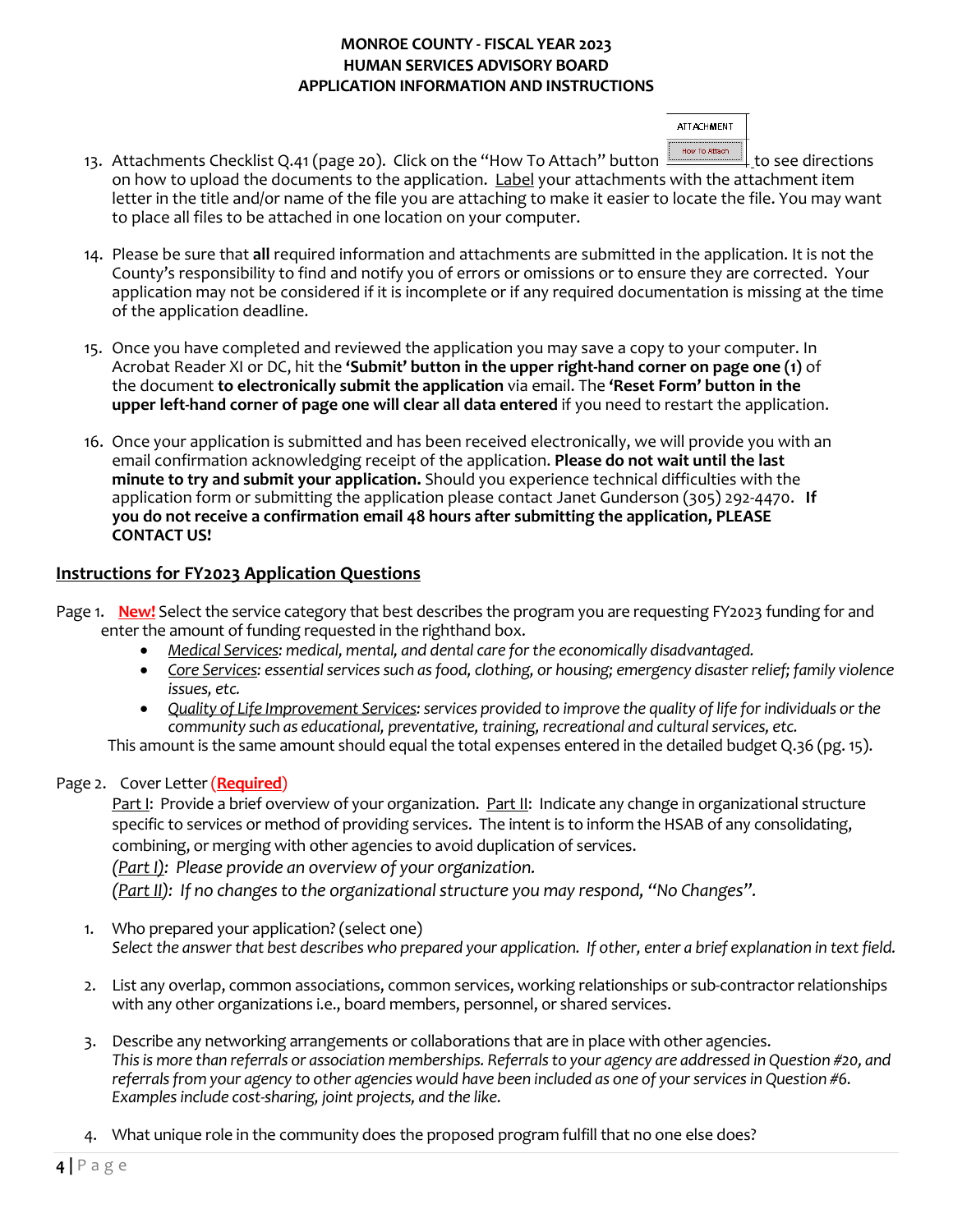**MONROE COUNTY - FISCAL YEAR 2023**
**HUMAN SERVICES ADVISORY BOARD**
**APPLICATION INFORMATION AND INSTRUCTIONS**

13. Attachments Checklist Q.41 (page 20). Click on the "How To Attach" button [ATTACHMENT / How To Attach] to see directions on how to upload the documents to the application. Label your attachments with the attachment item letter in the title and/or name of the file you are attaching to make it easier to locate the file. You may want to place all files to be attached in one location on your computer.

14. Please be sure that **all** required information and attachments are submitted in the application. It is not the County's responsibility to find and notify you of errors or omissions or to ensure they are corrected. Your application may not be considered if it is incomplete or if any required documentation is missing at the time of the application deadline.

15. Once you have completed and reviewed the application you may save a copy to your computer. In Acrobat Reader XI or DC, hit the **'Submit' button in the upper right-hand corner on page one (1)** of the document **to electronically submit the application** via email. The **'Reset Form' button in the upper left-hand corner of page one will clear all data entered** if you need to restart the application.

16. Once your application is submitted and has been received electronically, we will provide you with an email confirmation acknowledging receipt of the application. **Please do not wait until the last minute to try and submit your application.** Should you experience technical difficulties with the application form or submitting the application please contact Janet Gunderson (305) 292-4470. **If you do not receive a confirmation email 48 hours after submitting the application, PLEASE CONTACT US!**

## Instructions for FY2023 Application Questions

Page 1. **New!** Select the service category that best describes the program you are requesting FY2023 funding for and enter the amount of funding requested in the righthand box.

- *Medical Services: medical, mental, and dental care for the economically disadvantaged.*
- *Core Services: essential services such as food, clothing, or housing; emergency disaster relief; family violence issues, etc.*
- *Quality of Life Improvement Services: services provided to improve the quality of life for individuals or the community such as educational, preventative, training, recreational and cultural services, etc.*

This amount is the same amount should equal the total expenses entered in the detailed budget Q.36 (pg. 15).

Page 2. Cover Letter (**Required**)

Part I: Provide a brief overview of your organization. Part II: Indicate any change in organizational structure specific to services or method of providing services. The intent is to inform the HSAB of any consolidating, combining, or merging with other agencies to avoid duplication of services.

*(Part I): Please provide an overview of your organization.*

*(Part II): If no changes to the organizational structure you may respond, "No Changes".*

1. Who prepared your application? (select one)
   *Select the answer that best describes who prepared your application. If other, enter a brief explanation in text field.*

2. List any overlap, common associations, common services, working relationships or sub-contractor relationships with any other organizations i.e., board members, personnel, or shared services.

3. Describe any networking arrangements or collaborations that are in place with other agencies.
   *This is more than referrals or association memberships. Referrals to your agency are addressed in Question #20, and referrals from your agency to other agencies would have been included as one of your services in Question #6. Examples include cost-sharing, joint projects, and the like.*

4. What unique role in the community does the proposed program fulfill that no one else does?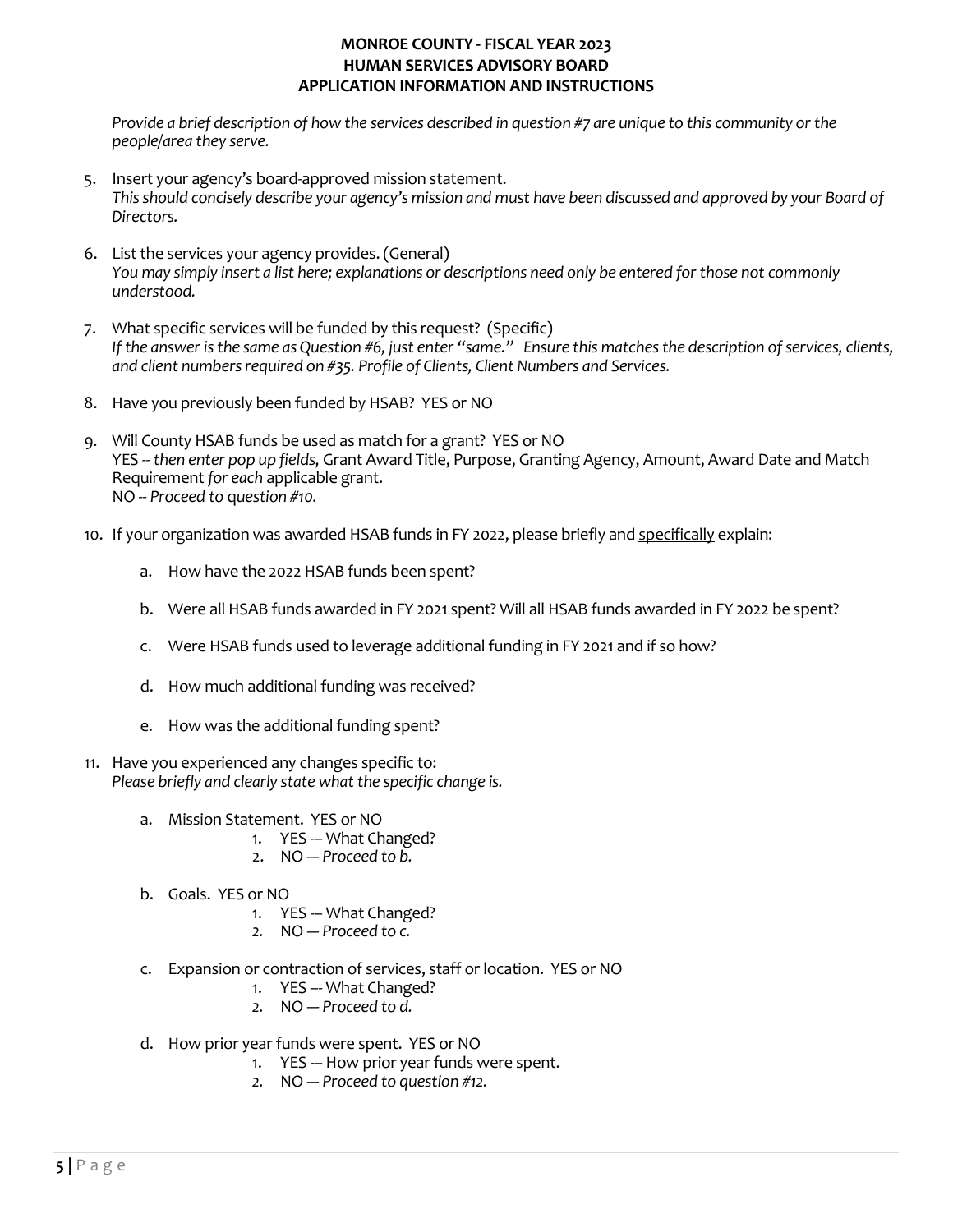**MONROE COUNTY - FISCAL YEAR 2023**
**HUMAN SERVICES ADVISORY BOARD**
**APPLICATION INFORMATION AND INSTRUCTIONS**

*Provide a brief description of how the services described in question #7 are unique to this community or the people/area they serve.*

5. Insert your agency's board-approved mission statement.
   *This should concisely describe your agency's mission and must have been discussed and approved by your Board of Directors.*

6. List the services your agency provides. (General)
   *You may simply insert a list here; explanations or descriptions need only be entered for those not commonly understood.*

7. What specific services will be funded by this request? (Specific)
   *If the answer is the same as Question #6, just enter "same." Ensure this matches the description of services, clients, and client numbers required on #35. Profile of Clients, Client Numbers and Services.*

8. Have you previously been funded by HSAB? YES or NO

9. Will County HSAB funds be used as match for a grant? YES or NO
   YES -- *then enter pop up fields,* Grant Award Title, Purpose, Granting Agency, Amount, Award Date and Match Requirement *for each* applicable grant.
   NO -- *Proceed to question #10.*

10. If your organization was awarded HSAB funds in FY 2022, please briefly and <u>specifically</u> explain:

    a. How have the 2022 HSAB funds been spent?

    b. Were all HSAB funds awarded in FY 2021 spent? Will all HSAB funds awarded in FY 2022 be spent?

    c. Were HSAB funds used to leverage additional funding in FY 2021 and if so how?

    d. How much additional funding was received?

    e. How was the additional funding spent?

11. Have you experienced any changes specific to:
    *Please briefly and clearly state what the specific change is.*

    a. Mission Statement. YES or NO
        1. YES --- What Changed?
        2. NO --- *Proceed to b.*

    b. Goals. YES or NO
        1. YES --- What Changed?
        2. NO --- *Proceed to c.*

    c. Expansion or contraction of services, staff or location. YES or NO
        1. YES --- What Changed?
        2. NO --- *Proceed to d.*

    d. How prior year funds were spent. YES or NO
        1. YES --- How prior year funds were spent.
        2. NO --- *Proceed to question #12.*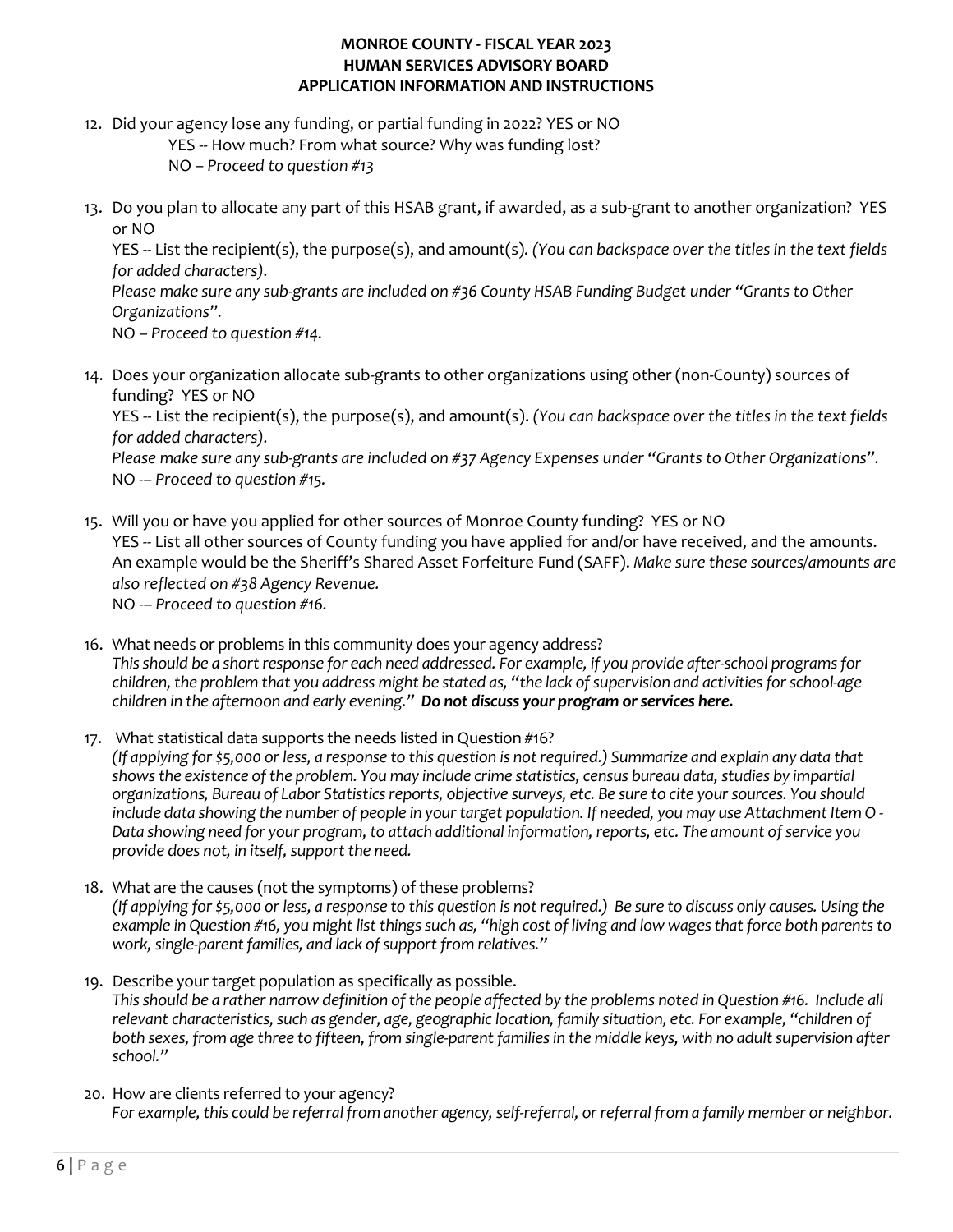**MONROE COUNTY - FISCAL YEAR 2023**
**HUMAN SERVICES ADVISORY BOARD**
**APPLICATION INFORMATION AND INSTRUCTIONS**

12. Did your agency lose any funding, or partial funding in 2022? YES or NO
    YES -- How much? From what source? Why was funding lost?
    NO – *Proceed to question #13*

13. Do you plan to allocate any part of this HSAB grant, if awarded, as a sub-grant to another organization? YES or NO
    YES -- List the recipient(s), the purpose(s), and amount(s). *(You can backspace over the titles in the text fields for added characters).*
    *Please make sure any sub-grants are included on #36 County HSAB Funding Budget under "Grants to Other Organizations".*
    NO – *Proceed to question #14.*

14. Does your organization allocate sub-grants to other organizations using other (non-County) sources of funding? YES or NO
    YES -- List the recipient(s), the purpose(s), and amount(s). *(You can backspace over the titles in the text fields for added characters).*
    *Please make sure any sub-grants are included on #37 Agency Expenses under "Grants to Other Organizations".*
    NO -– *Proceed to question #15.*

15. Will you or have you applied for other sources of Monroe County funding? YES or NO
    YES -- List all other sources of County funding you have applied for and/or have received, and the amounts. An example would be the Sheriff's Shared Asset Forfeiture Fund (SAFF). *Make sure these sources/amounts are also reflected on #38 Agency Revenue.*
    NO -– *Proceed to question #16.*

16. What needs or problems in this community does your agency address?
    *This should be a short response for each need addressed. For example, if you provide after-school programs for children, the problem that you address might be stated as, "the lack of supervision and activities for school-age children in the afternoon and early evening."* ***Do not discuss your program or services here.***

17. What statistical data supports the needs listed in Question #16?
    *(If applying for $5,000 or less, a response to this question is not required.) Summarize and explain any data that shows the existence of the problem. You may include crime statistics, census bureau data, studies by impartial organizations, Bureau of Labor Statistics reports, objective surveys, etc. Be sure to cite your sources. You should include data showing the number of people in your target population. If needed, you may use Attachment Item O - Data showing need for your program, to attach additional information, reports, etc. The amount of service you provide does not, in itself, support the need.*

18. What are the causes (not the symptoms) of these problems?
    *(If applying for $5,000 or less, a response to this question is not required.) Be sure to discuss only causes. Using the example in Question #16, you might list things such as, "high cost of living and low wages that force both parents to work, single-parent families, and lack of support from relatives."*

19. Describe your target population as specifically as possible.
    *This should be a rather narrow definition of the people affected by the problems noted in Question #16. Include all relevant characteristics, such as gender, age, geographic location, family situation, etc. For example, "children of both sexes, from age three to fifteen, from single-parent families in the middle keys, with no adult supervision after school."*

20. How are clients referred to your agency?
    *For example, this could be referral from another agency, self-referral, or referral from a family member or neighbor.*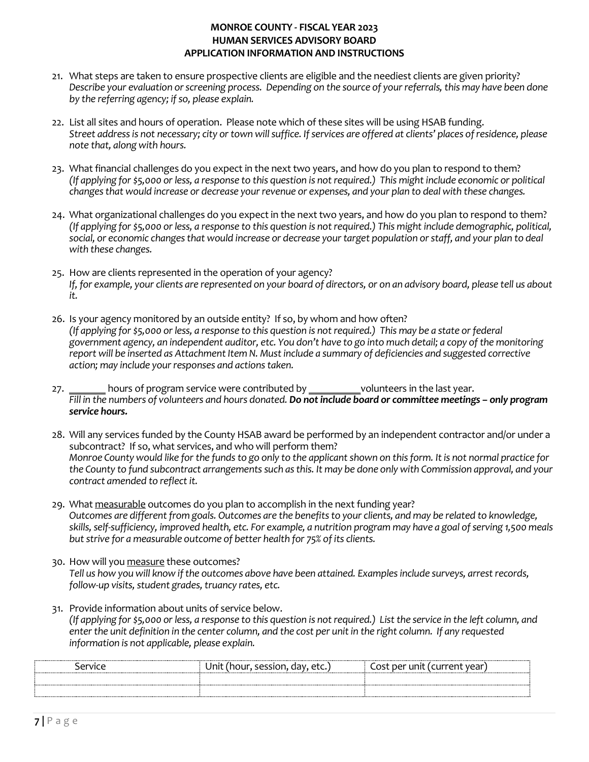**MONROE COUNTY - FISCAL YEAR 2023**
**HUMAN SERVICES ADVISORY BOARD**
**APPLICATION INFORMATION AND INSTRUCTIONS**

21. What steps are taken to ensure prospective clients are eligible and the neediest clients are given priority?
*Describe your evaluation or screening process. Depending on the source of your referrals, this may have been done by the referring agency; if so, please explain.*

22. List all sites and hours of operation. Please note which of these sites will be using HSAB funding.
*Street address is not necessary; city or town will suffice. If services are offered at clients' places of residence, please note that, along with hours.*

23. What financial challenges do you expect in the next two years, and how do you plan to respond to them?
*(If applying for $5,000 or less, a response to this question is not required.) This might include economic or political changes that would increase or decrease your revenue or expenses, and your plan to deal with these changes.*

24. What organizational challenges do you expect in the next two years, and how do you plan to respond to them?
*(If applying for $5,000 or less, a response to this question is not required.) This might include demographic, political, social, or economic changes that would increase or decrease your target population or staff, and your plan to deal with these changes.*

25. How are clients represented in the operation of your agency?
*If, for example, your clients are represented on your board of directors, or on an advisory board, please tell us about it.*

26. Is your agency monitored by an outside entity? If so, by whom and how often?
*(If applying for $5,000 or less, a response to this question is not required.) This may be a state or federal government agency, an independent auditor, etc. You don't have to go into much detail; a copy of the monitoring report will be inserted as Attachment Item N. Must include a summary of deficiencies and suggested corrective action; may include your responses and actions taken.*

27. _______ hours of program service were contributed by __________volunteers in the last year.
*Fill in the numbers of volunteers and hours donated.* ***Do not include board or committee meetings – only program service hours.***

28. Will any services funded by the County HSAB award be performed by an independent contractor and/or under a subcontract? If so, what services, and who will perform them?
*Monroe County would like for the funds to go only to the applicant shown on this form. It is not normal practice for the County to fund subcontract arrangements such as this. It may be done only with Commission approval, and your contract amended to reflect it.*

29. What measurable outcomes do you plan to accomplish in the next funding year?
*Outcomes are different from goals. Outcomes are the benefits to your clients, and may be related to knowledge, skills, self-sufficiency, improved health, etc. For example, a nutrition program may have a goal of serving 1,500 meals but strive for a measurable outcome of better health for 75% of its clients.*

30. How will you measure these outcomes?
*Tell us how you will know if the outcomes above have been attained. Examples include surveys, arrest records, follow-up visits, student grades, truancy rates, etc.*

31. Provide information about units of service below.
*(If applying for $5,000 or less, a response to this question is not required.) List the service in the left column, and enter the unit definition in the center column, and the cost per unit in the right column. If any requested information is not applicable, please explain.*

| Service | Unit (hour, session, day, etc.) | Cost per unit (current year) |
|---|---|---|
| | | |
| | | |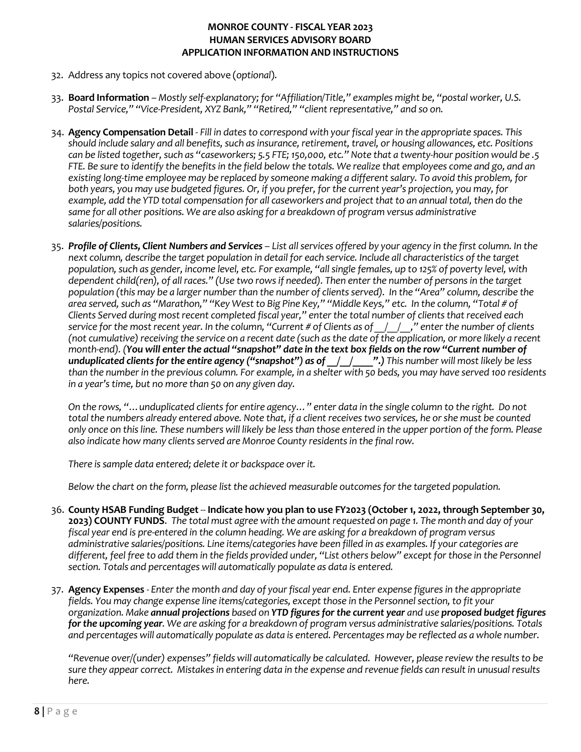# MONROE COUNTY - FISCAL YEAR 2023
## HUMAN SERVICES ADVISORY BOARD
## APPLICATION INFORMATION AND INSTRUCTIONS

32. Address any topics not covered above (*optional*).

33. **Board Information** – *Mostly self-explanatory; for "Affiliation/Title," examples might be, "postal worker, U.S. Postal Service," "Vice-President, XYZ Bank," "Retired," "client representative," and so on.*

34. **Agency Compensation Detail** - *Fill in dates to correspond with your fiscal year in the appropriate spaces. This should include salary and all benefits, such as insurance, retirement, travel, or housing allowances, etc. Positions can be listed together, such as "caseworkers; 5.5 FTE; 150,000, etc." Note that a twenty-hour position would be .5 FTE. Be sure to identify the benefits in the field below the totals. We realize that employees come and go, and an existing long-time employee may be replaced by someone making a different salary. To avoid this problem, for both years, you may use budgeted figures. Or, if you prefer, for the current year's projection, you may, for example, add the YTD total compensation for all caseworkers and project that to an annual total, then do the same for all other positions. We are also asking for a breakdown of program versus administrative salaries/positions.*

35. ***Profile of Clients, Client Numbers and Services*** – *List all services offered by your agency in the first column. In the next column, describe the target population in detail for each service. Include all characteristics of the target population, such as gender, income level, etc. For example, "all single females, up to 125% of poverty level, with dependent child(ren), of all races." (Use two rows if needed). Then enter the number of persons in the target population (this may be a larger number than the number of clients served). In the "Area" column, describe the area served, such as "Marathon," "Key West to Big Pine Key," "Middle Keys," etc. In the column, "Total # of Clients Served during most recent completed fiscal year," enter the total number of clients that received each service for the most recent year. In the column, "Current # of Clients as of \_\_/\_\_/\_\_," enter the number of clients (not cumulative) receiving the service on a recent date (such as the date of the application, or more likely a recent month-end). (**You will enter the actual "snapshot" date in the text box fields on the row "Current number of unduplicated clients for the entire agency ("snapshot") as of \_\_/\_\_/\_\_\_\_".**) This number will most likely be less than the number in the previous column. For example, in a shelter with 50 beds, you may have served 100 residents in a year's time, but no more than 50 on any given day.*

    *On the rows, "…unduplicated clients for entire agency…" enter data in the single column to the right. Do not total the numbers already entered above. Note that, if a client receives two services, he or she must be counted only once on this line. These numbers will likely be less than those entered in the upper portion of the form. Please also indicate how many clients served are Monroe County residents in the final row.*

    *There is sample data entered; delete it or backspace over it.*

    *Below the chart on the form, please list the achieved measurable outcomes for the targeted population.*

36. **County HSAB Funding Budget -- Indicate how you plan to use FY2023 (October 1, 2022, through September 30, 2023) COUNTY FUNDS**. *The total must agree with the amount requested on page 1. The month and day of your fiscal year end is pre-entered in the column heading. We are asking for a breakdown of program versus administrative salaries/positions. Line items/categories have been filled in as examples. If your categories are different, feel free to add them in the fields provided under, "List others below" except for those in the Personnel section. Totals and percentages will automatically populate as data is entered.*

37. **Agency Expenses** - *Enter the month and day of your fiscal year end. Enter expense figures in the appropriate fields. You may change expense line items/categories, except those in the Personnel section, to fit your organization. Make **annual projections** based on **YTD figures for the current year** and use **proposed budget figures for the upcoming year**. We are asking for a breakdown of program versus administrative salaries/positions. Totals and percentages will automatically populate as data is entered. Percentages may be reflected as a whole number.*

    *"Revenue over/(under) expenses" fields will automatically be calculated. However, please review the results to be sure they appear correct. Mistakes in entering data in the expense and revenue fields can result in unusual results here.*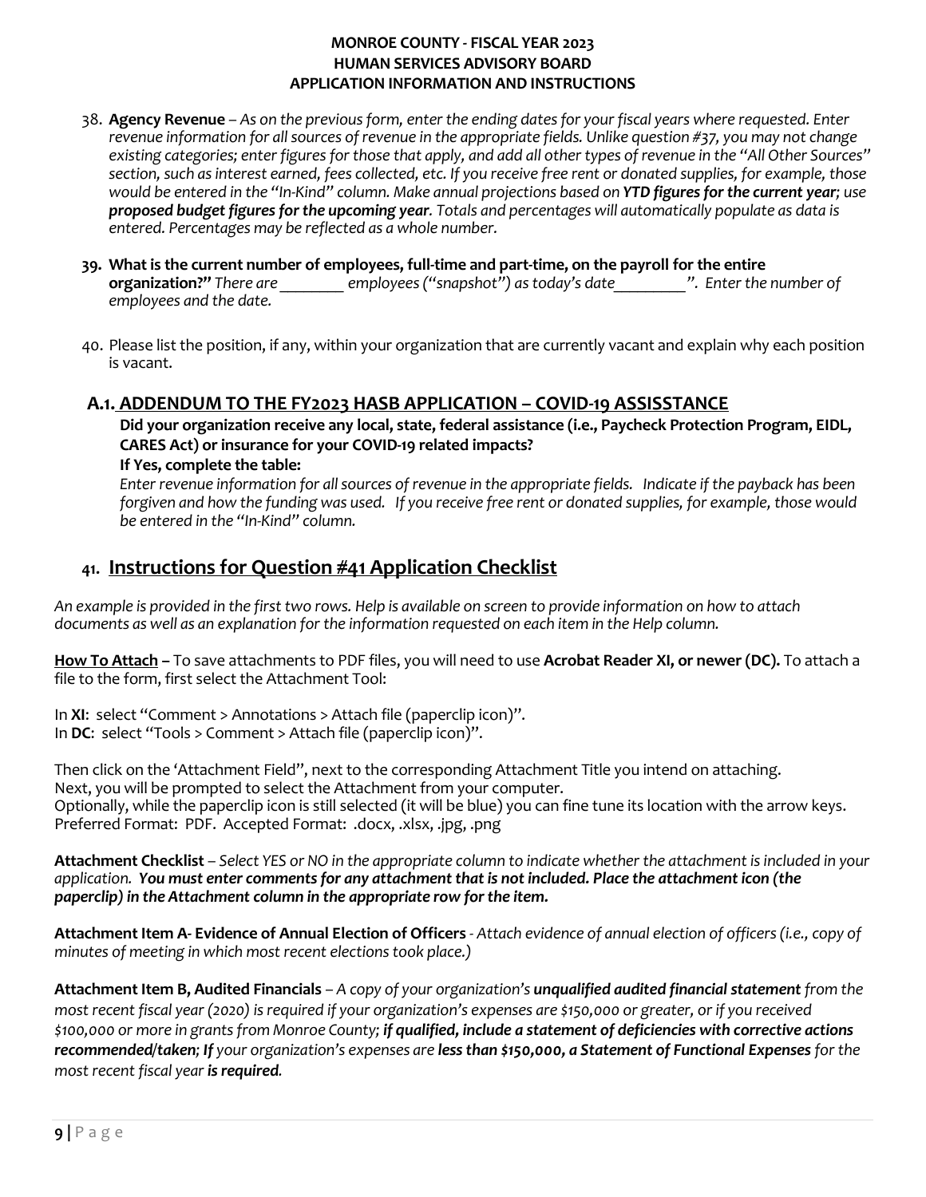38. **Agency Revenue** – *As on the previous form, enter the ending dates for your fiscal years where requested. Enter revenue information for all sources of revenue in the appropriate fields. Unlike question #37, you may not change existing categories; enter figures for those that apply, and add all other types of revenue in the "All Other Sources" section, such as interest earned, fees collected, etc. If you receive free rent or donated supplies, for example, those would be entered in the "In-Kind" column. Make annual projections based on **YTD figures for the current year**; use **proposed budget figures for the upcoming year**. Totals and percentages will automatically populate as data is entered. Percentages may be reflected as a whole number.*

39. **What is the current number of employees, full-time and part-time, on the payroll for the entire organization?"** *There are ________ employees ("snapshot") as today's date_________". Enter the number of employees and the date.*

40. Please list the position, if any, within your organization that are currently vacant and explain why each position is vacant.

## A.1. ADDENDUM TO THE FY2023 HASB APPLICATION – COVID-19 ASSISSTANCE

**Did your organization receive any local, state, federal assistance (i.e., Paycheck Protection Program, EIDL, CARES Act) or insurance for your COVID-19 related impacts?**

**If Yes, complete the table:**

*Enter revenue information for all sources of revenue in the appropriate fields. Indicate if the payback has been forgiven and how the funding was used. If you receive free rent or donated supplies, for example, those would be entered in the "In-Kind" column.*

## 41. Instructions for Question #41 Application Checklist

*An example is provided in the first two rows. Help is available on screen to provide information on how to attach documents as well as an explanation for the information requested on each item in the Help column.*

**How To Attach** – To save attachments to PDF files, you will need to use **Acrobat Reader XI, or newer (DC).** To attach a file to the form, first select the Attachment Tool:

In **XI**: select "Comment > Annotations > Attach file (paperclip icon)".
In **DC**: select "Tools > Comment > Attach file (paperclip icon)".

Then click on the 'Attachment Field", next to the corresponding Attachment Title you intend on attaching.
Next, you will be prompted to select the Attachment from your computer.
Optionally, while the paperclip icon is still selected (it will be blue) you can fine tune its location with the arrow keys.
Preferred Format: PDF. Accepted Format: .docx, .xlsx, .jpg, .png

**Attachment Checklist** – *Select YES or NO in the appropriate column to indicate whether the attachment is included in your application.* ***You must enter comments for any attachment that is not included. Place the attachment icon (the paperclip) in the Attachment column in the appropriate row for the item.***

**Attachment Item A- Evidence of Annual Election of Officers** *- Attach evidence of annual election of officers (i.e., copy of minutes of meeting in which most recent elections took place.)*

**Attachment Item B, Audited Financials** – *A copy of your organization's **unqualified audited financial statement** from the most recent fiscal year (2020) is required if your organization's expenses are $150,000 or greater, or if you received $100,000 or more in grants from Monroe County; **if qualified, include a statement of deficiencies with corrective actions recommended/taken; If** your organization's expenses are **less than $150,000, a Statement of Functional Expenses** for the most recent fiscal year **is required**.*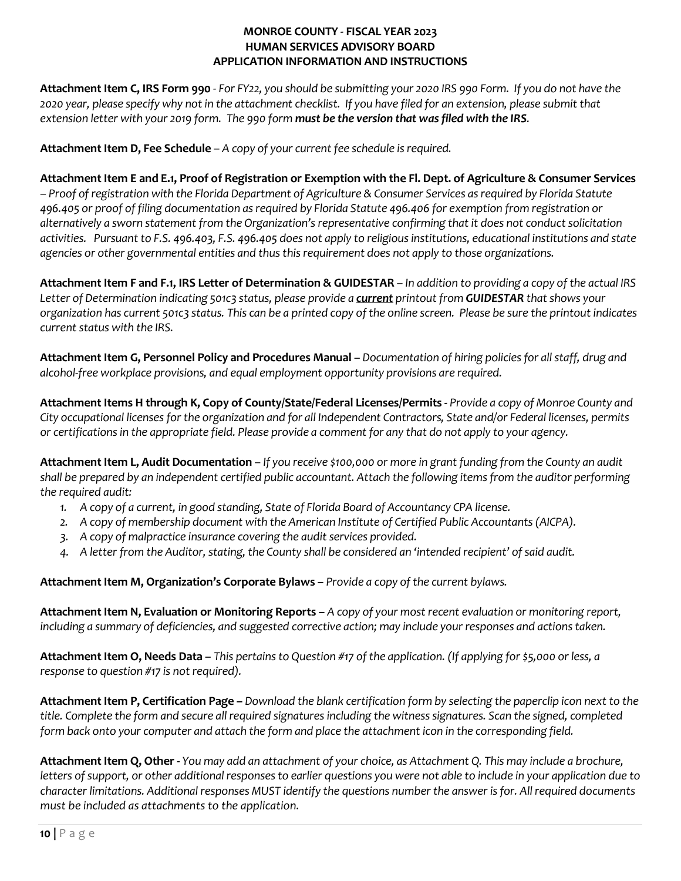**MONROE COUNTY - FISCAL YEAR 2023**
**HUMAN SERVICES ADVISORY BOARD**
**APPLICATION INFORMATION AND INSTRUCTIONS**

**Attachment Item C, IRS Form 990** - *For FY22, you should be submitting your 2020 IRS 990 Form. If you do not have the 2020 year, please specify why not in the attachment checklist. If you have filed for an extension, please submit that extension letter with your 2019 form. The 990 form* ***must be the version that was filed with the IRS.***

**Attachment Item D, Fee Schedule** – *A copy of your current fee schedule is required.*

**Attachment Item E and E.1, Proof of Registration or Exemption with the Fl. Dept. of Agriculture & Consumer Services** – *Proof of registration with the Florida Department of Agriculture & Consumer Services as required by Florida Statute 496.405 or proof of filing documentation as required by Florida Statute 496.406 for exemption from registration or alternatively a sworn statement from the Organization's representative confirming that it does not conduct solicitation activities. Pursuant to F.S. 496.403, F.S. 496.405 does not apply to religious institutions, educational institutions and state agencies or other governmental entities and thus this requirement does not apply to those organizations.*

**Attachment Item F and F.1, IRS Letter of Determination & GUIDESTAR** – *In addition to providing a copy of the actual IRS Letter of Determination indicating 501c3 status, please provide a* ***current*** *printout from* ***GUIDESTAR*** *that shows your organization has current 501c3 status. This can be a printed copy of the online screen. Please be sure the printout indicates current status with the IRS.*

**Attachment Item G, Personnel Policy and Procedures Manual –** *Documentation of hiring policies for all staff, drug and alcohol-free workplace provisions, and equal employment opportunity provisions are required.*

**Attachment Items H through K, Copy of County/State/Federal Licenses/Permits** - *Provide a copy of Monroe County and City occupational licenses for the organization and for all Independent Contractors, State and/or Federal licenses, permits or certifications in the appropriate field. Please provide a comment for any that do not apply to your agency.*

**Attachment Item L, Audit Documentation** – *If you receive $100,000 or more in grant funding from the County an audit shall be prepared by an independent certified public accountant. Attach the following items from the auditor performing the required audit:*

1. *A copy of a current, in good standing, State of Florida Board of Accountancy CPA license.*
2. *A copy of membership document with the American Institute of Certified Public Accountants (AICPA).*
3. *A copy of malpractice insurance covering the audit services provided.*
4. *A letter from the Auditor, stating, the County shall be considered an 'intended recipient' of said audit.*

**Attachment Item M, Organization's Corporate Bylaws –** *Provide a copy of the current bylaws.*

**Attachment Item N, Evaluation or Monitoring Reports –** *A copy of your most recent evaluation or monitoring report, including a summary of deficiencies, and suggested corrective action; may include your responses and actions taken.*

**Attachment Item O, Needs Data –** *This pertains to Question #17 of the application. (If applying for $5,000 or less, a response to question #17 is not required).*

**Attachment Item P, Certification Page –** *Download the blank certification form by selecting the paperclip icon next to the title. Complete the form and secure all required signatures including the witness signatures. Scan the signed, completed form back onto your computer and attach the form and place the attachment icon in the corresponding field.*

**Attachment Item Q, Other** - *You may add an attachment of your choice, as Attachment Q. This may include a brochure, letters of support, or other additional responses to earlier questions you were not able to include in your application due to character limitations. Additional responses MUST identify the questions number the answer is for. All required documents must be included as attachments to the application.*